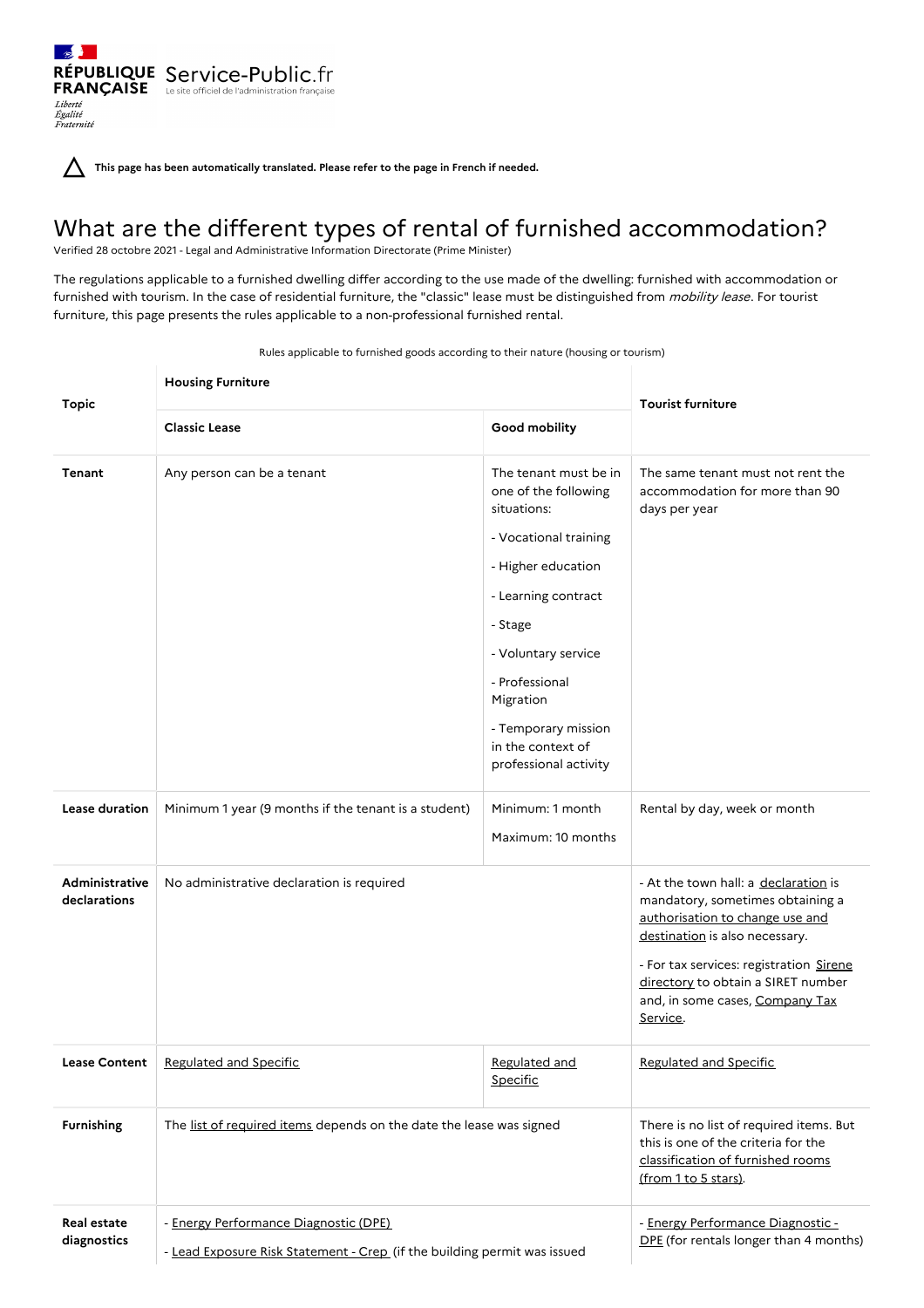RÉPUBLIQUE FRANÇAISE
Liberté
Égalité
Fraternité

Service-Public.fr
Le site officiel de l'administration française

This page has been automatically translated. Please refer to the page in French if needed.

# What are the different types of rental of furnished accommodation?

Verified 28 octobre 2021 - Legal and Administrative Information Directorate (Prime Minister)

The regulations applicable to a furnished dwelling differ according to the use made of the dwelling: furnished with accommodation or furnished with tourism. In the case of residential furniture, the "classic" lease must be distinguished from *mobility lease*. For tourist furniture, this page presents the rules applicable to a non-professional furnished rental.

Rules applicable to furnished goods according to their nature (housing or tourism)

| Topic | Housing Furniture | | Tourist furniture |
|---|---|---|---|
| | Classic Lease | Good mobility | |
| Tenant | Any person can be a tenant | The tenant must be in one of the following situations:<br><br>- Vocational training<br><br>- Higher education<br><br>- Learning contract<br><br>- Stage<br><br>- Voluntary service<br><br>- Professional Migration<br><br>- Temporary mission in the context of professional activity | The same tenant must not rent the accommodation for more than 90 days per year |
| Lease duration | Minimum 1 year (9 months if the tenant is a student) | Minimum: 1 month<br><br>Maximum: 10 months | Rental by day, week or month |
| Administrative declarations | No administrative declaration is required | | - At the town hall: a declaration is mandatory, sometimes obtaining a authorisation to change use and destination is also necessary.<br><br>- For tax services: registration Sirene directory to obtain a SIRET number and, in some cases, Company Tax Service. |
| Lease Content | Regulated and Specific | Regulated and Specific | Regulated and Specific |
| Furnishing | The list of required items depends on the date the lease was signed | | There is no list of required items. But this is one of the criteria for the classification of furnished rooms (from 1 to 5 stars). |
| Real estate diagnostics | - Energy Performance Diagnostic (DPE)<br><br>- Lead Exposure Risk Statement - Crep (if the building permit was issued | | - Energy Performance Diagnostic - DPE (for rentals longer than 4 months) |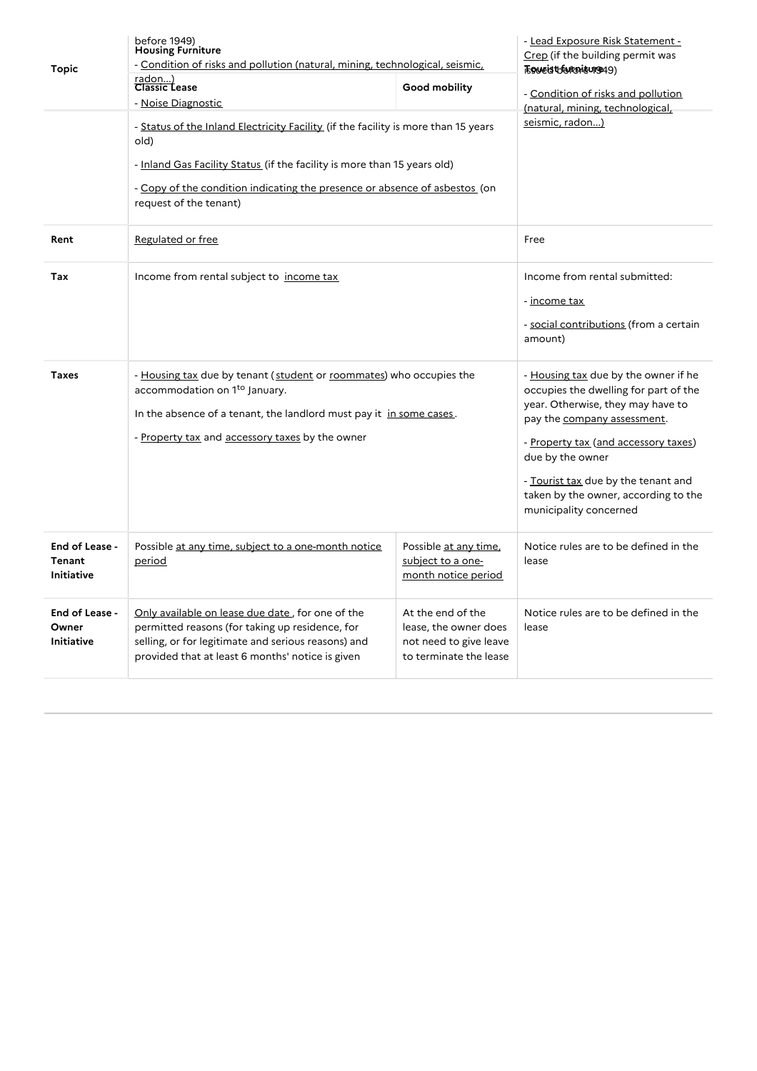| Topic | Housing Furniture<br>Classic Lease | Good mobility | Tourist furniture |
|---|---|---|---|
| | before 1949)<br>- Condition of risks and pollution (natural, mining, technological, seismic, radon...)<br>- Noise Diagnostic<br>- Status of the Inland Electricity Facility (if the facility is more than 15 years old)<br>- Inland Gas Facility Status (if the facility is more than 15 years old)<br>- Copy of the condition indicating the presence or absence of asbestos (on request of the tenant) | | - Lead Exposure Risk Statement - Crep (if the building permit was issued before 1949)<br>- Condition of risks and pollution (natural, mining, technological, seismic, radon...) |
| **Rent** | Regulated or free | | Free |
| **Tax** | Income from rental subject to income tax | | Income from rental submitted:<br>- income tax<br>- social contributions (from a certain amount) |
| **Taxes** | - Housing tax due by tenant (student or roommates) who occupies the accommodation on 1[to] January.<br>In the absence of a tenant, the landlord must pay it in some cases.<br>- Property tax and accessory taxes by the owner | | - Housing tax due by the owner if he occupies the dwelling for part of the year. Otherwise, they may have to pay the company assessment.<br>- Property tax (and accessory taxes) due by the owner<br>- Tourist tax due by the tenant and taken by the owner, according to the municipality concerned |
| **End of Lease - Tenant Initiative** | Possible at any time, subject to a one-month notice period | Possible at any time, subject to a one-month notice period | Notice rules are to be defined in the lease |
| **End of Lease - Owner Initiative** | Only available on lease due date, for one of the permitted reasons (for taking up residence, for selling, or for legitimate and serious reasons) and provided that at least 6 months' notice is given | At the end of the lease, the owner does not need to give leave to terminate the lease | Notice rules are to be defined in the lease |